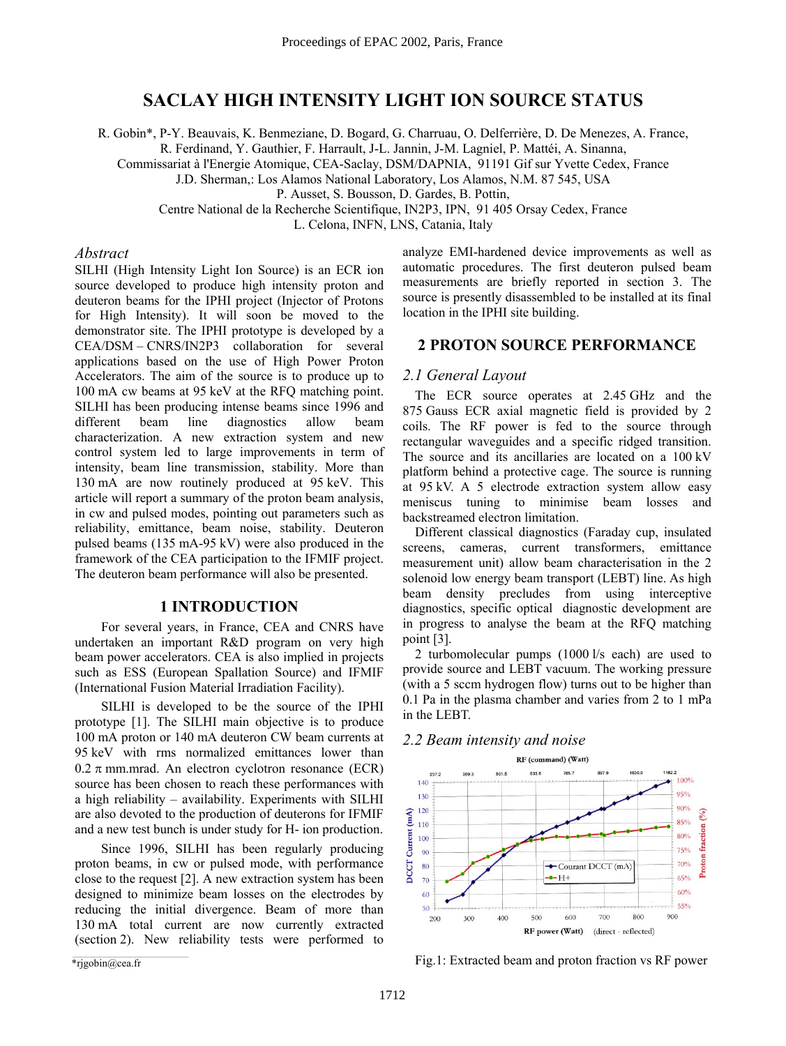# SACLAY HIGH INTENSITY LIGHT ION SOURCE STATUS

R. Gobin*, P-Y. Beauvais, K. Benmeziane, D. Bogard, G. Charruau, O. Delferrière, D. De Menezes, A. France, R. Ferdinand, Y. Gauthier, F. Harrault, J-L. Jannin, J-M. Lagniel, P. Mattéi, A. Sinanna,
Commissariat à l'Energie Atomique, CEA-Saclay, DSM/DAPNIA, 91191 Gif sur Yvette Cedex, France
J.D. Sherman,: Los Alamos National Laboratory, Los Alamos, N.M. 87 545, USA
P. Ausset, S. Bousson, D. Gardes, B. Pottin,
Centre National de la Recherche Scientifique, IN2P3, IPN, 91 405 Orsay Cedex, France
L. Celona, INFN, LNS, Catania, Italy

### *Abstract*

SILHI (High Intensity Light Ion Source) is an ECR ion source developed to produce high intensity proton and deuteron beams for the IPHI project (Injector of Protons for High Intensity). It will soon be moved to the demonstrator site. The IPHI prototype is developed by a CEA/DSM – CNRS/IN2P3 collaboration for several applications based on the use of High Power Proton Accelerators. The aim of the source is to produce up to 100 mA cw beams at 95 keV at the RFQ matching point. SILHI has been producing intense beams since 1996 and different beam line diagnostics allow beam characterization. A new extraction system and new control system led to large improvements in term of intensity, beam line transmission, stability. More than 130 mA are now routinely produced at 95 keV. This article will report a summary of the proton beam analysis, in cw and pulsed modes, pointing out parameters such as reliability, emittance, beam noise, stability. Deuteron pulsed beams (135 mA-95 kV) were also produced in the framework of the CEA participation to the IFMIF project. The deuteron beam performance will also be presented.

## 1 INTRODUCTION

For several years, in France, CEA and CNRS have undertaken an important R&D program on very high beam power accelerators. CEA is also implied in projects such as ESS (European Spallation Source) and IFMIF (International Fusion Material Irradiation Facility).

SILHI is developed to be the source of the IPHI prototype [1]. The SILHI main objective is to produce 100 mA proton or 140 mA deuteron CW beam currents at 95 keV with rms normalized emittances lower than 0.2 π mm.mrad. An electron cyclotron resonance (ECR) source has been chosen to reach these performances with a high reliability – availability. Experiments with SILHI are also devoted to the production of deuterons for IFMIF and a new test bunch is under study for H- ion production.

Since 1996, SILHI has been regularly producing proton beams, in cw or pulsed mode, with performance close to the request [2]. A new extraction system has been designed to minimize beam losses on the electrodes by reducing the initial divergence. Beam of more than 130 mA total current are now currently extracted (section 2). New reliability tests were performed to analyze EMI-hardened device improvements as well as automatic procedures. The first deuteron pulsed beam measurements are briefly reported in section 3. The source is presently disassembled to be installed at its final location in the IPHI site building.

*rjgobin@cea.fr

## 2 PROTON SOURCE PERFORMANCE

### *2.1 General Layout*

The ECR source operates at 2.45 GHz and the 875 Gauss ECR axial magnetic field is provided by 2 coils. The RF power is fed to the source through rectangular waveguides and a specific ridged transition. The source and its ancillaries are located on a 100 kV platform behind a protective cage. The source is running at 95 kV. A 5 electrode extraction system allow easy meniscus tuning to minimise beam losses and backstreamed electron limitation.

Different classical diagnostics (Faraday cup, insulated screens, cameras, current transformers, emittance measurement unit) allow beam characterisation in the 2 solenoid low energy beam transport (LEBT) line. As high beam density precludes from using interceptive diagnostics, specific optical diagnostic development are in progress to analyse the beam at the RFQ matching point [3].

2 turbomolecular pumps (1000 l/s each) are used to provide source and LEBT vacuum. The working pressure (with a 5 sccm hydrogen flow) turns out to be higher than 0.1 Pa in the plasma chamber and varies from 2 to 1 mPa in the LEBT.

### *2.2 Beam intensity and noise*

Fig.1: Extracted beam and proton fraction vs RF power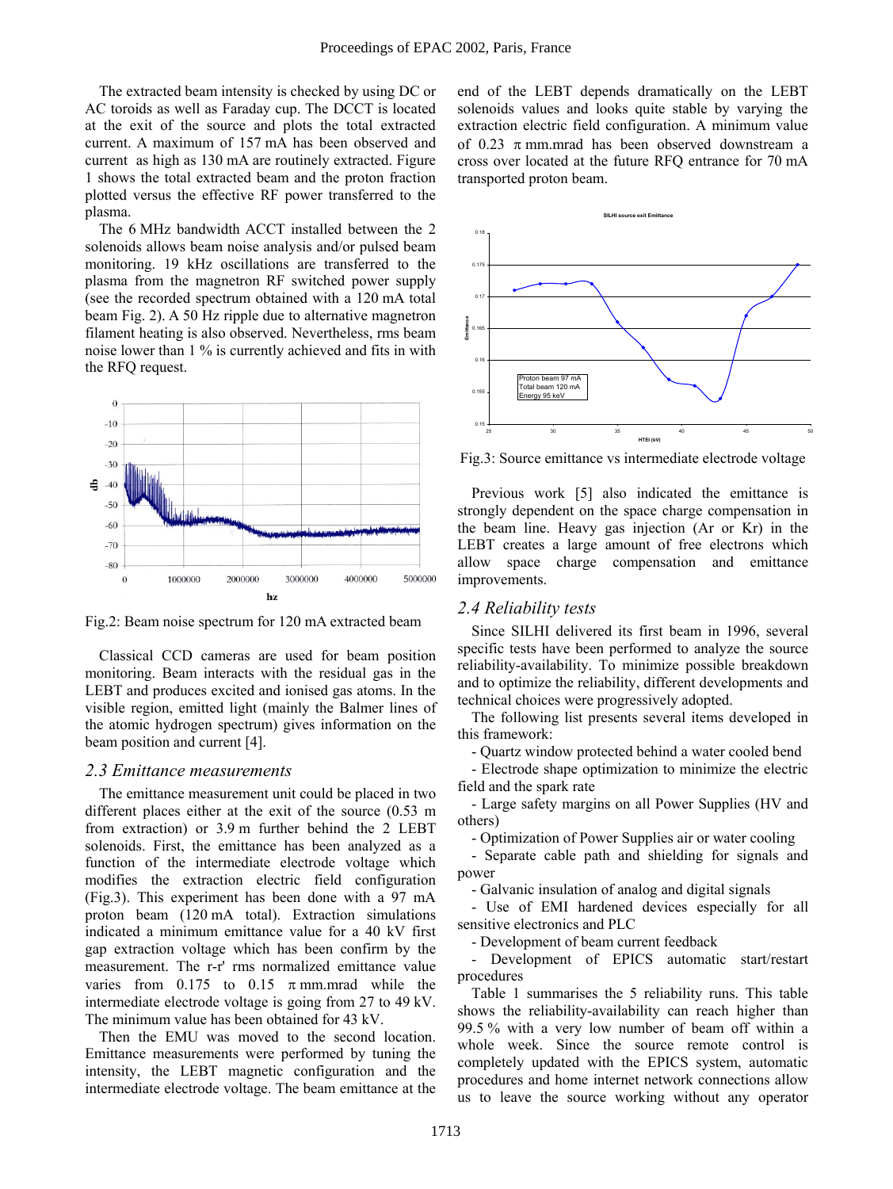The extracted beam intensity is checked by using DC or AC toroids as well as Faraday cup. The DCCT is located at the exit of the source and plots the total extracted current. A maximum of 157 mA has been observed and current as high as 130 mA are routinely extracted. Figure 1 shows the total extracted beam and the proton fraction plotted versus the effective RF power transferred to the plasma.

The 6 MHz bandwidth ACCT installed between the 2 solenoids allows beam noise analysis and/or pulsed beam monitoring. 19 kHz oscillations are transferred to the plasma from the magnetron RF switched power supply (see the recorded spectrum obtained with a 120 mA total beam Fig. 2). A 50 Hz ripple due to alternative magnetron filament heating is also observed. Nevertheless, rms beam noise lower than 1 % is currently achieved and fits in with the RFQ request.

Fig.2: Beam noise spectrum for 120 mA extracted beam

Classical CCD cameras are used for beam position monitoring. Beam interacts with the residual gas in the LEBT and produces excited and ionised gas atoms. In the visible region, emitted light (mainly the Balmer lines of the atomic hydrogen spectrum) gives information on the beam position and current [4].

### 2.3 Emittance measurements

The emittance measurement unit could be placed in two different places either at the exit of the source (0.53 m from extraction) or 3.9 m further behind the 2 LEBT solenoids. First, the emittance has been analyzed as a function of the intermediate electrode voltage which modifies the extraction electric field configuration (Fig.3). This experiment has been done with a 97 mA proton beam (120 mA total). Extraction simulations indicated a minimum emittance value for a 40 kV first gap extraction voltage which has been confirm by the measurement. The r-r' rms normalized emittance value varies from 0.175 to 0.15 $\pi$ mm.mrad while the intermediate electrode voltage is going from 27 to 49 kV. The minimum value has been obtained for 43 kV.

Then the EMU was moved to the second location. Emittance measurements were performed by tuning the intensity, the LEBT magnetic configuration and the intermediate electrode voltage. The beam emittance at the end of the LEBT depends dramatically on the LEBT solenoids values and looks quite stable by varying the extraction electric field configuration. A minimum value of 0.23 $\pi$ mm.mrad has been observed downstream a cross over located at the future RFQ entrance for 70 mA transported proton beam.

Fig.3: Source emittance vs intermediate electrode voltage

Previous work [5] also indicated the emittance is strongly dependent on the space charge compensation in the beam line. Heavy gas injection (Ar or Kr) in the LEBT creates a large amount of free electrons which allow space charge compensation and emittance improvements.

### 2.4 Reliability tests

Since SILHI delivered its first beam in 1996, several specific tests have been performed to analyze the source reliability-availability. To minimize possible breakdown and to optimize the reliability, different developments and technical choices were progressively adopted.

The following list presents several items developed in this framework:

- Quartz window protected behind a water cooled bend
- Electrode shape optimization to minimize the electric field and the spark rate
- Large safety margins on all Power Supplies (HV and others)
- Optimization of Power Supplies air or water cooling
- Separate cable path and shielding for signals and power
- Galvanic insulation of analog and digital signals
- Use of EMI hardened devices especially for all sensitive electronics and PLC
- Development of beam current feedback
- Development of EPICS automatic start/restart procedures

Table 1 summarises the 5 reliability runs. This table shows the reliability-availability can reach higher than 99.5 % with a very low number of beam off within a whole week. Since the source remote control is completely updated with the EPICS system, automatic procedures and home internet network connections allow us to leave the source working without any operator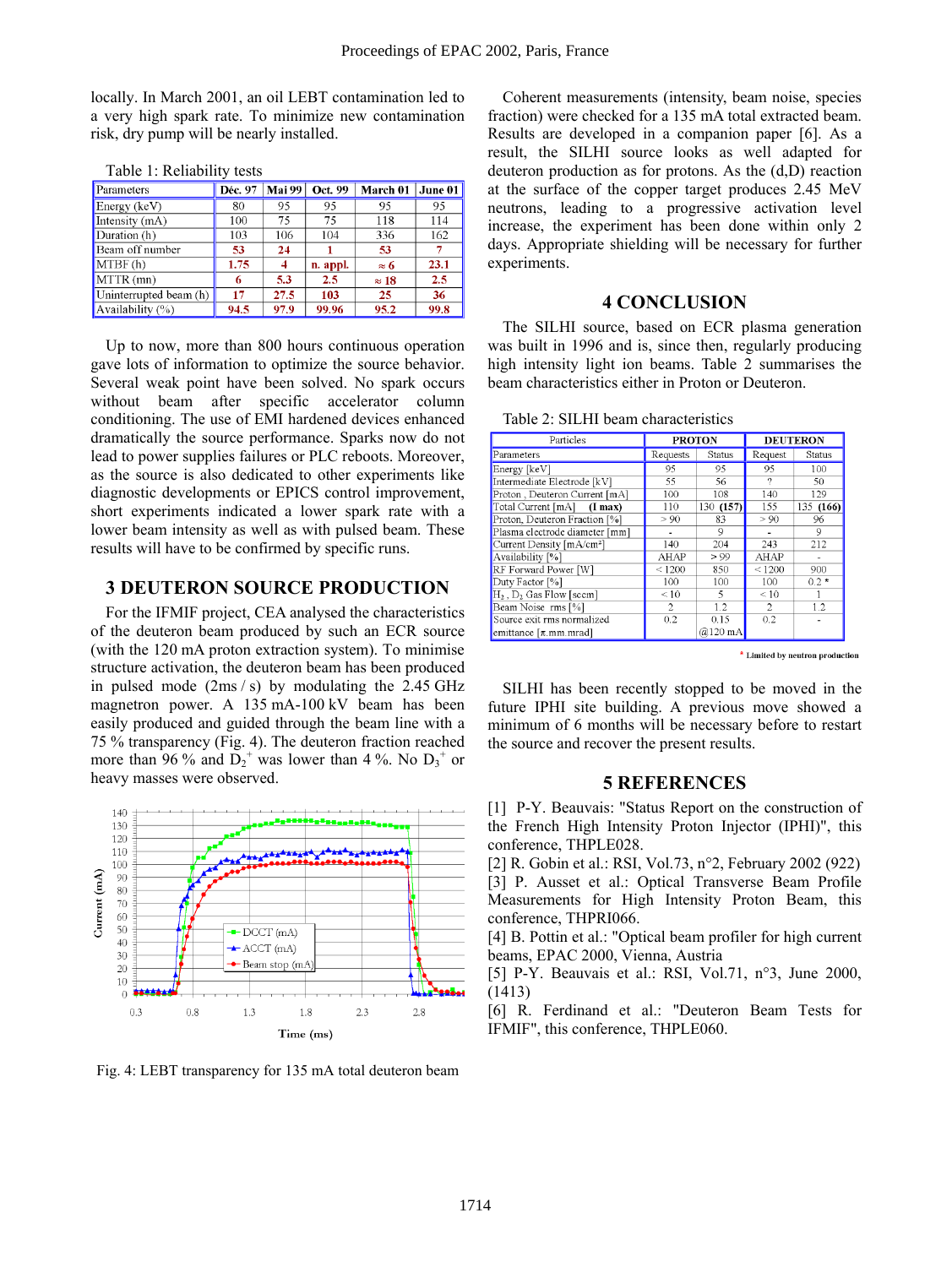locally. In March 2001, an oil LEBT contamination led to a very high spark rate. To minimize new contamination risk, dry pump will be nearly installed.

Table 1: Reliability tests

| Parameters | Déc. 97 | Mai 99 | Oct. 99 | March 01 | June 01 |
|---|---|---|---|---|---|
| Energy (keV) | 80 | 95 | 95 | 95 | 95 |
| Intensity (mA) | 100 | 75 | 75 | 118 | 114 |
| Duration (h) | 103 | 106 | 104 | 336 | 162 |
| Beam off number | **53** | **24** | **1** | **53** | **7** |
| MTBF (h) | **1.75** | **4** | **n. appl.** | **≈ 6** | **23.1** |
| MTTR (mn) | **6** | **5.3** | **2.5** | **≈ 18** | **2.5** |
| Uninterrupted beam (h) | **17** | **27.5** | **103** | **25** | **36** |
| Availability (%) | **94.5** | **97.9** | **99.96** | **95.2** | **99.8** |

Up to now, more than 800 hours continuous operation gave lots of information to optimize the source behavior. Several weak point have been solved. No spark occurs without beam after specific accelerator column conditioning. The use of EMI hardened devices enhanced dramatically the source performance. Sparks now do not lead to power supplies failures or PLC reboots. Moreover, as the source is also dedicated to other experiments like diagnostic developments or EPICS control improvement, short experiments indicated a lower spark rate with a lower beam intensity as well as with pulsed beam. These results will have to be confirmed by specific runs.

## 3 DEUTERON SOURCE PRODUCTION

For the IFMIF project, CEA analysed the characteristics of the deuteron beam produced by such an ECR source (with the 120 mA proton extraction system). To minimise structure activation, the deuteron beam has been produced in pulsed mode (2ms / s) by modulating the 2.45 GHz magnetron power. A 135 mA-100 kV beam has been easily produced and guided through the beam line with a 75 % transparency (Fig. 4). The deuteron fraction reached more than 96 % and $D_2^+$ was lower than 4 %. No $D_3^+$ or heavy masses were observed.

140
130
120
110
100
90
80
70
60
50
40
30
20
10
0
Current (mA)
0.3
0.8
1.3
1.8
2.3
2.8
Time (ms)
DCCT (mA)
ACCT (mA)
Beam stop (mA)

Fig. 4: LEBT transparency for 135 mA total deuteron beam

Coherent measurements (intensity, beam noise, species fraction) were checked for a 135 mA total extracted beam. Results are developed in a companion paper [6]. As a result, the SILHI source looks as well adapted for deuteron production as for protons. As the (d,D) reaction at the surface of the copper target produces 2.45 MeV neutrons, leading to a progressive activation level increase, the experiment has been done within only 2 days. Appropriate shielding will be necessary for further experiments.

## 4 CONCLUSION

The SILHI source, based on ECR plasma generation was built in 1996 and is, since then, regularly producing high intensity light ion beams. Table 2 summarises the beam characteristics either in Proton or Deuteron.

Table 2: SILHI beam characteristics

| Particles | PROTON | | DEUTERON | |
|---|---|---|---|---|
| Parameters | Requests | Status | Request | Status |
| Energy [keV] | 95 | 95 | 95 | 100 |
| Intermediate Electrode [kV] | 55 | 56 | ? | 50 |
| Proton , Deuteron Current [mA] | 100 | 108 | 140 | 129 |
| Total Current [mA] **(I max)** | 110 | 130 **(157)** | 155 | 135 **(166)** |
| Proton, Deuteron Fraction [%] | > 90 | 83 | > 90 | 96 |
| Plasma electrode diameter [mm] | - | 9 | - | 9 |
| Current Density [mA/cm²] | 140 | 204 | 243 | 212 |
| Availability [%] | AHAP | > 99 | AHAP | - |
| RF Forward Power [W] | < 1200 | 850 | < 1200 | 900 |
| Duty Factor [%] | 100 | 100 | 100 | 0.2 * |
| $H_2$ , $D_2$ Gas Flow [sccm] | < 10 | 5 | < 10 | 1 |
| Beam Noise rms [%] | 2 | 1.2 | 2 | 1.2 |
| Source exit rms normalized emittance [π.mm.mrad] | 0.2 | 0.15 @120 mA | 0.2 | - |

\* **Limited by neutron production**

SILHI has been recently stopped to be moved in the future IPHI site building. A previous move showed a minimum of 6 months will be necessary before to restart the source and recover the present results.

## 5 REFERENCES

[1] P-Y. Beauvais: "Status Report on the construction of the French High Intensity Proton Injector (IPHI)", this conference, THPLE028.

[2] R. Gobin et al.: RSI, Vol.73, n°2, February 2002 (922)

[3] P. Ausset et al.: Optical Transverse Beam Profile Measurements for High Intensity Proton Beam, this conference, THPRI066.

[4] B. Pottin et al.: "Optical beam profiler for high current beams, EPAC 2000, Vienna, Austria

[5] P-Y. Beauvais et al.: RSI, Vol.71, n°3, June 2000, (1413)

[6] R. Ferdinand et al.: "Deuteron Beam Tests for IFMIF", this conference, THPLE060.